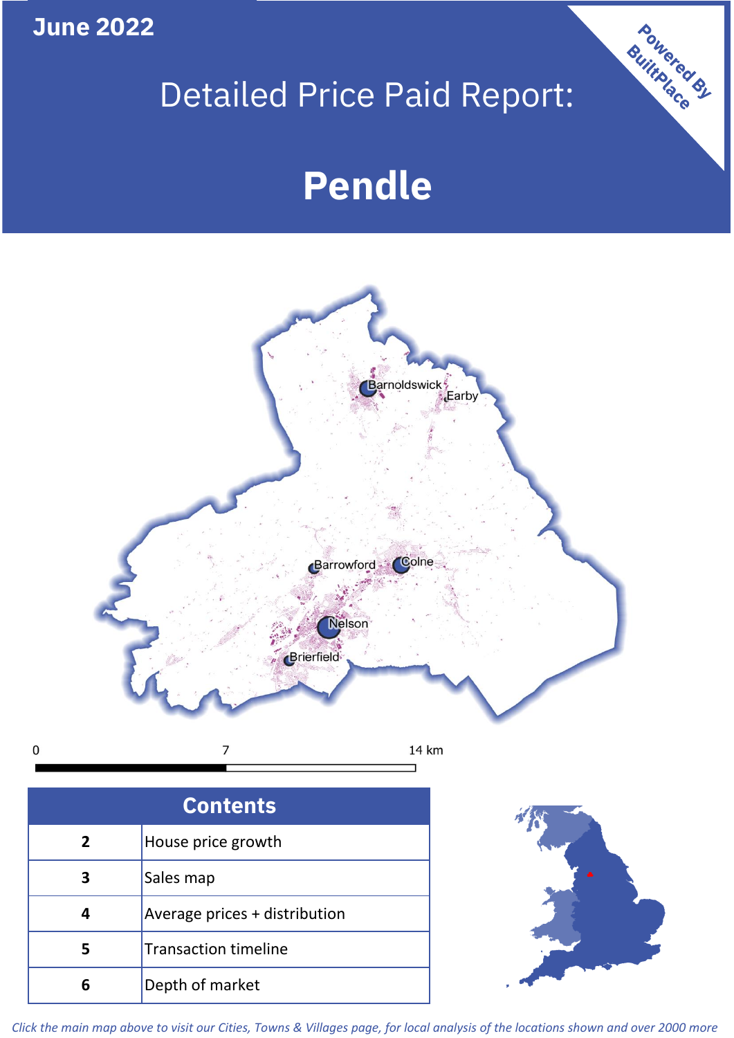June 2022

# Detailed Price Paid Report:

# Pendle

Powered By BuiltPlace

| Contents | |
|---|---|
| 2 | House price growth |
| 3 | Sales map |
| 4 | Average prices + distribution |
| 5 | Transaction timeline |
| 6 | Depth of market |

*Click the main map above to visit our Cities, Towns & Villages page, for local analysis of the locations shown and over 2000 more*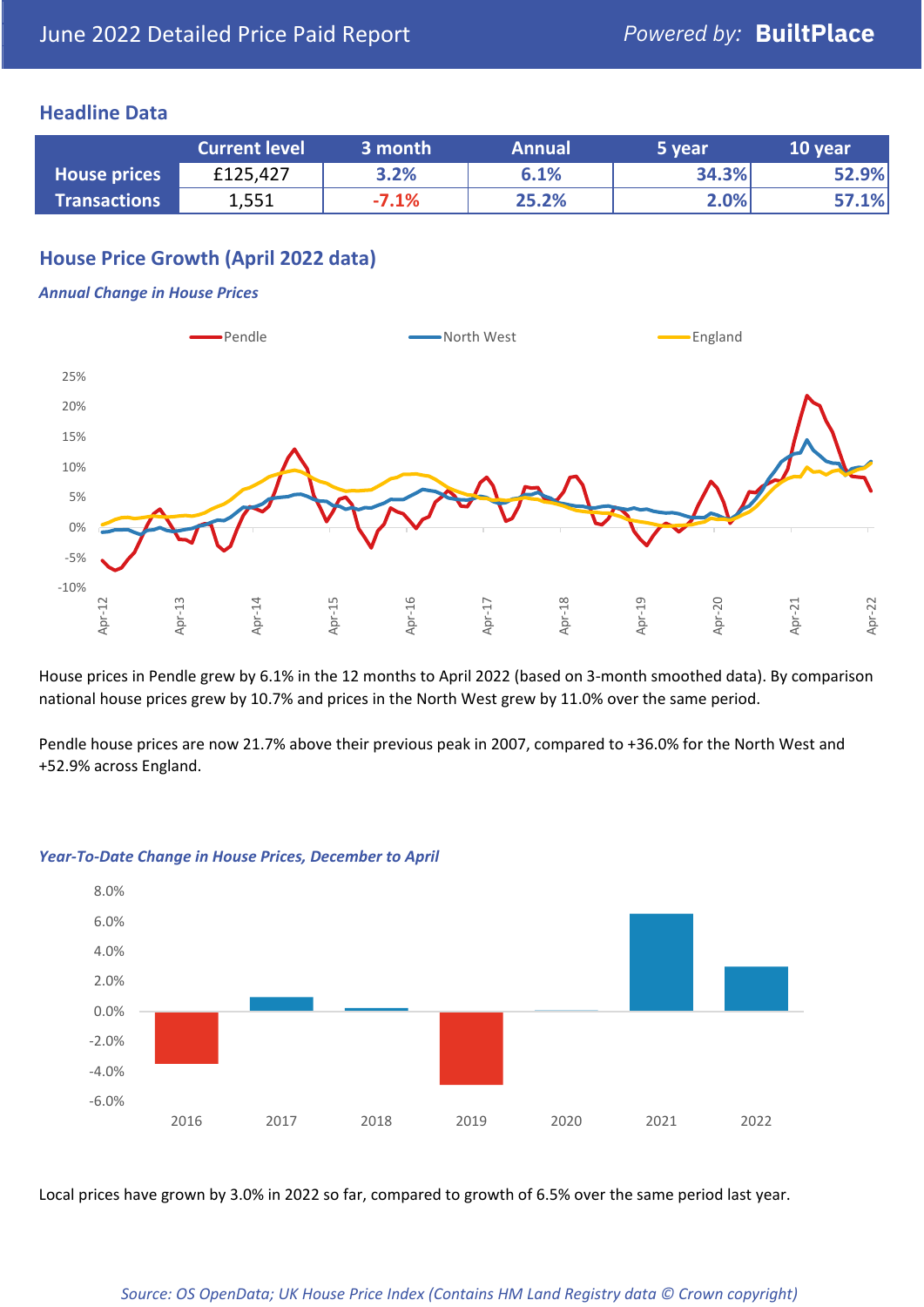June 2022 Detailed Price Paid Report — Powered by: **BuiltPlace**

## Headline Data

| | Current level | 3 month | Annual | 5 year | 10 year |
|---|---|---|---|---|---|
| **House prices** | £125,427 | 3.2% | 6.1% | 34.3% | 52.9% |
| **Transactions** | 1,551 | -7.1% | 25.2% | 2.0% | 57.1% |

## House Price Growth (April 2022 data)

### *Annual Change in House Prices*

House prices in Pendle grew by 6.1% in the 12 months to April 2022 (based on 3-month smoothed data). By comparison national house prices grew by 10.7% and prices in the North West grew by 11.0% over the same period.

Pendle house prices are now 21.7% above their previous peak in 2007, compared to +36.0% for the North West and +52.9% across England.

### *Year-To-Date Change in House Prices, December to April*

Local prices have grown by 3.0% in 2022 so far, compared to growth of 6.5% over the same period last year.

*Source: OS OpenData; UK House Price Index (Contains HM Land Registry data © Crown copyright)*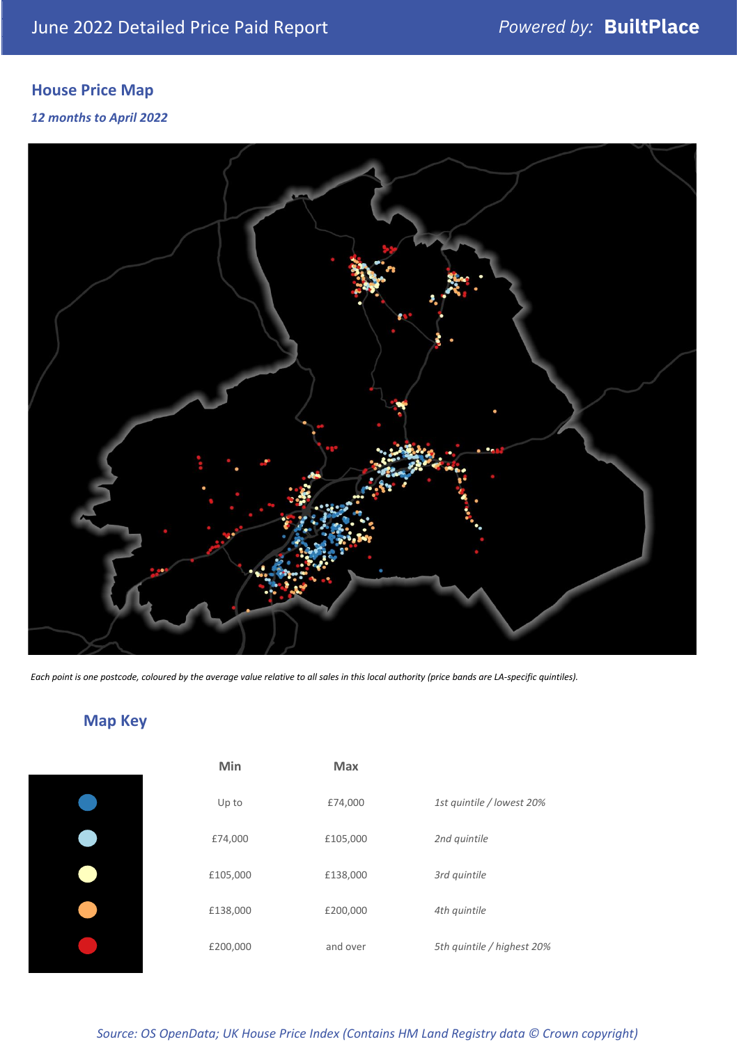## House Price Map

*12 months to April 2022*

*Each point is one postcode, coloured by the average value relative to all sales in this local authority (price bands are LA-specific quintiles).*

## Map Key

| | Min | Max | |
|---|---|---|---|
| Dark blue | Up to | £74,000 | *1st quintile / lowest 20%* |
| Light blue | £74,000 | £105,000 | *2nd quintile* |
| Pale yellow | £105,000 | £138,000 | *3rd quintile* |
| Orange | £138,000 | £200,000 | *4th quintile* |
| Red | £200,000 | and over | *5th quintile / highest 20%* |

*Source: OS OpenData; UK House Price Index (Contains HM Land Registry data © Crown copyright)*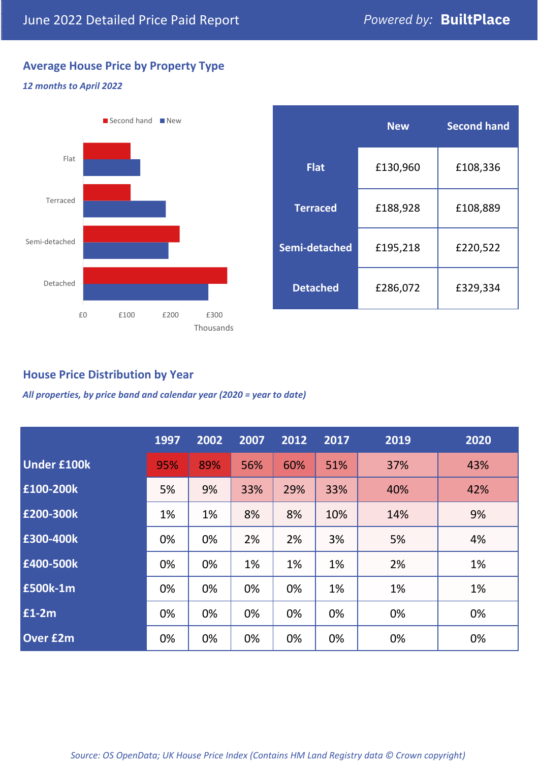# June 2022 Detailed Price Paid Report

Powered by: **BuiltPlace**

## Average House Price by Property Type

*12 months to April 2022*

|  | New | Second hand |
|---|---|---|
| **Flat** | £130,960 | £108,336 |
| **Terraced** | £188,928 | £108,889 |
| **Semi-detached** | £195,218 | £220,522 |
| **Detached** | £286,072 | £329,334 |

## House Price Distribution by Year

*All properties, by price band and calendar year (2020 = year to date)*

|  | 1997 | 2002 | 2007 | 2012 | 2017 | 2019 | 2020 |
|---|---|---|---|---|---|---|---|
| **Under £100k** | 95% | 89% | 56% | 60% | 51% | 37% | 43% |
| **£100-200k** | 5% | 9% | 33% | 29% | 33% | 40% | 42% |
| **£200-300k** | 1% | 1% | 8% | 8% | 10% | 14% | 9% |
| **£300-400k** | 0% | 0% | 2% | 2% | 3% | 5% | 4% |
| **£400-500k** | 0% | 0% | 1% | 1% | 1% | 2% | 1% |
| **£500k-1m** | 0% | 0% | 0% | 0% | 1% | 1% | 1% |
| **£1-2m** | 0% | 0% | 0% | 0% | 0% | 0% | 0% |
| **Over £2m** | 0% | 0% | 0% | 0% | 0% | 0% | 0% |

*Source: OS OpenData; UK House Price Index (Contains HM Land Registry data © Crown copyright)*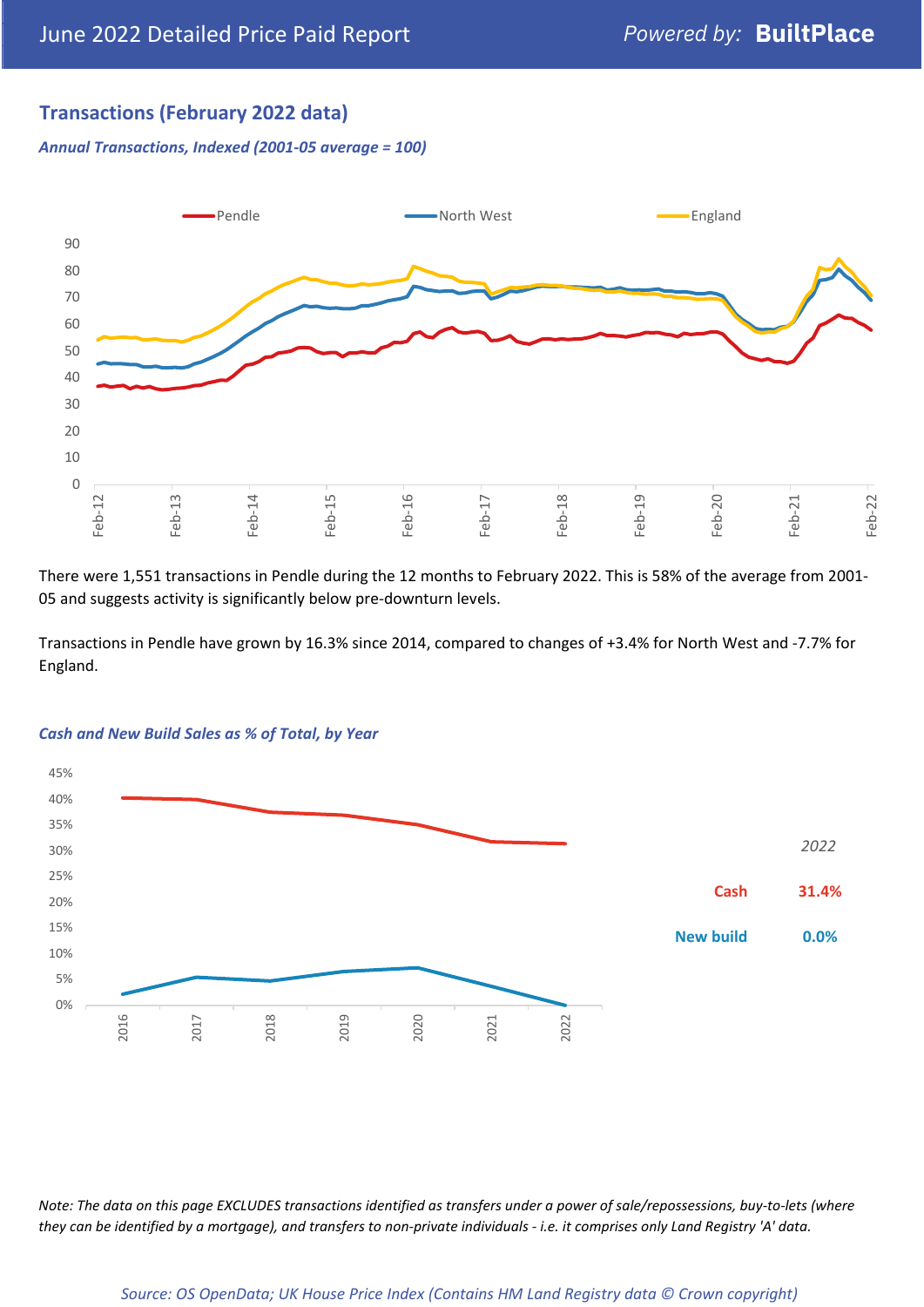## Transactions (February 2022 data)

*Annual Transactions, Indexed (2001-05 average = 100)*

There were 1,551 transactions in Pendle during the 12 months to February 2022. This is 58% of the average from 2001-05 and suggests activity is significantly below pre-downturn levels.

Transactions in Pendle have grown by 16.3% since 2014, compared to changes of +3.4% for North West and -7.7% for England.

*Cash and New Build Sales as % of Total, by Year*

| 2022 | |
|---|---|
| Cash | 31.4% |
| New build | 0.0% |

*Note: The data on this page EXCLUDES transactions identified as transfers under a power of sale/repossessions, buy-to-lets (where they can be identified by a mortgage), and transfers to non-private individuals - i.e. it comprises only Land Registry 'A' data.*

*Source: OS OpenData; UK House Price Index (Contains HM Land Registry data © Crown copyright)*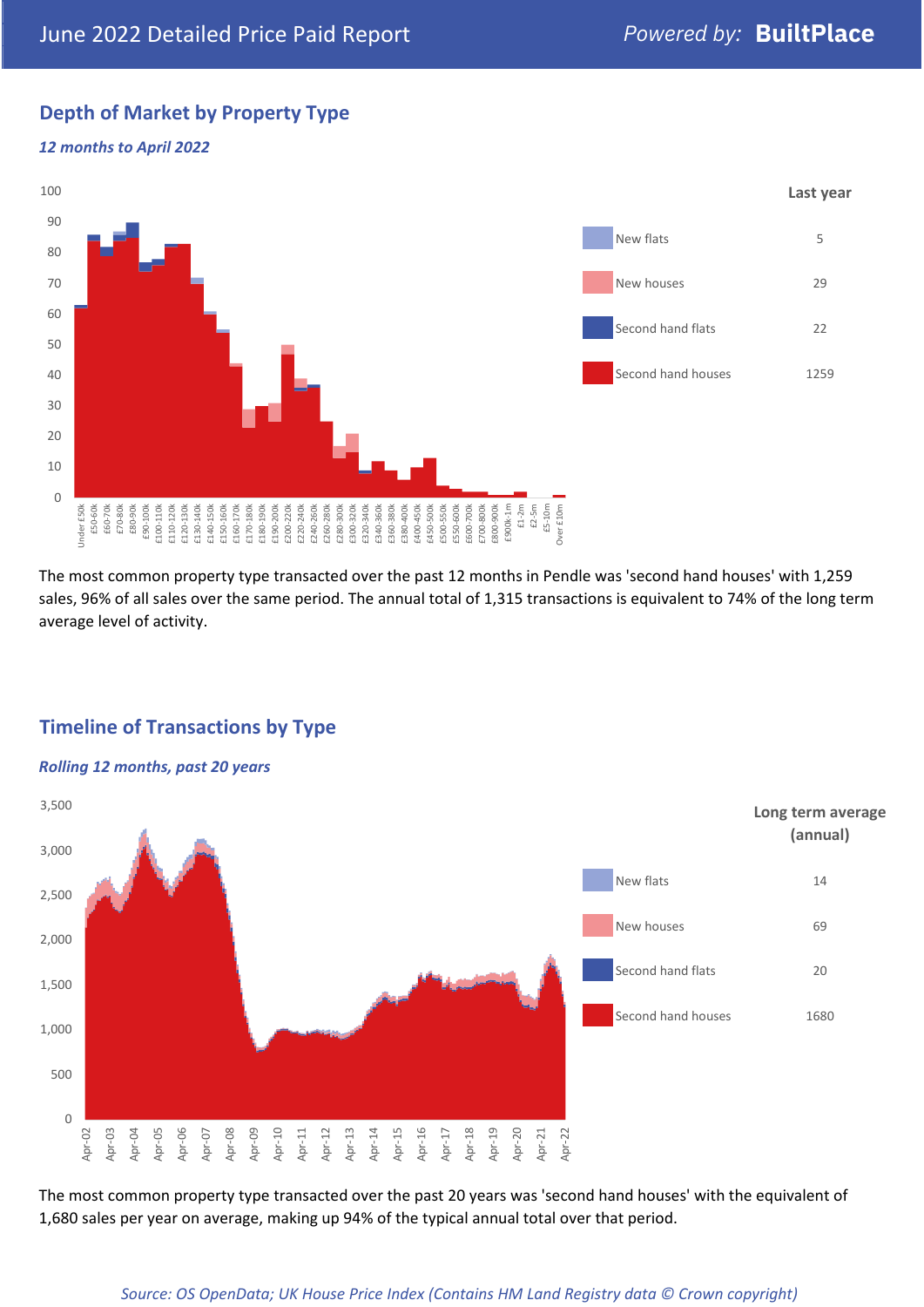June 2022 Detailed Price Paid Report

Powered by: **BuiltPlace**

## Depth of Market by Property Type

*12 months to April 2022*

100
90
80
70
60
50
40
30
20
10
0

Under £50k, £50-60k, £60-70k, £70-80k, £80-90k, £90-100k, £100-110k, £110-120k, £120-130k, £130-140k, £140-150k, £150-160k, £160-170k, £170-180k, £180-190k, £190-200k, £200-220k, £220-240k, £240-260k, £260-280k, £280-300k, £300-320k, £320-340k, £340-360k, £360-380k, £380-400k, £400-450k, £450-500k, £500-550k, £550-600k, £600-700k, £700-800k, £800-900k, £900k-1m, £1-2m, £2-5m, £5-10m, Over £10m

Last year

New flats 5

New houses 29

Second hand flats 22

Second hand houses 1259

The most common property type transacted over the past 12 months in Pendle was 'second hand houses' with 1,259 sales, 96% of all sales over the same period. The annual total of 1,315 transactions is equivalent to 74% of the long term average level of activity.

## Timeline of Transactions by Type

*Rolling 12 months, past 20 years*

3,500
3,000
2,500
2,000
1,500
1,000
500
0

Apr-02, Apr-03, Apr-04, Apr-05, Apr-06, Apr-07, Apr-08, Apr-09, Apr-10, Apr-11, Apr-12, Apr-13, Apr-14, Apr-15, Apr-16, Apr-17, Apr-18, Apr-19, Apr-20, Apr-21, Apr-22

Long term average (annual)

New flats 14

New houses 69

Second hand flats 20

Second hand houses 1680

The most common property type transacted over the past 20 years was 'second hand houses' with the equivalent of 1,680 sales per year on average, making up 94% of the typical annual total over that period.

*Source: OS OpenData; UK House Price Index (Contains HM Land Registry data © Crown copyright)*